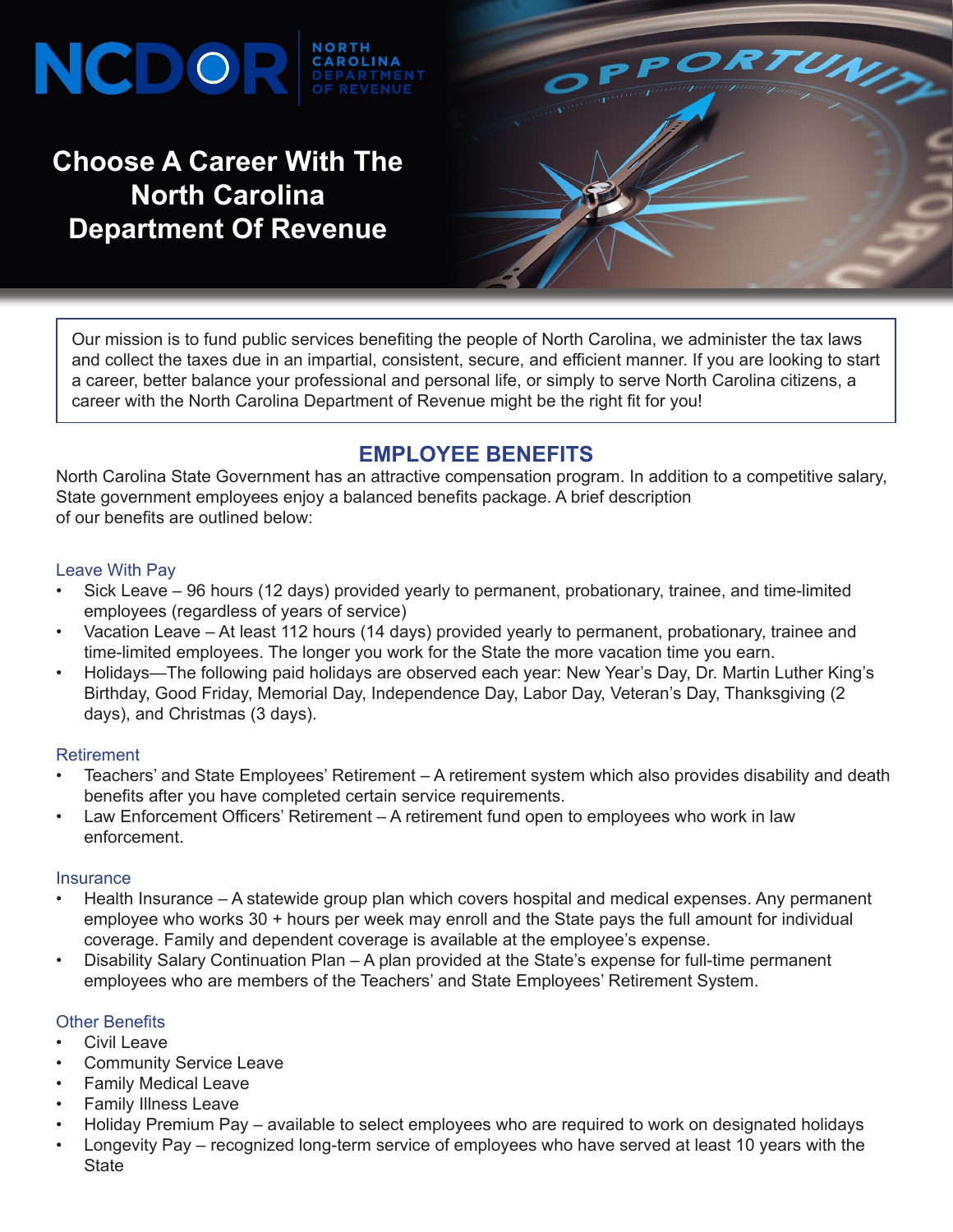NCDOR NORTH CAROLINA DEPARTMENT OF REVENUE

# Choose A Career With The North Carolina Department Of Revenue

Our mission is to fund public services benefiting the people of North Carolina, we administer the tax laws and collect the taxes due in an impartial, consistent, secure, and efficient manner. If you are looking to start a career, better balance your professional and personal life, or simply to serve North Carolina citizens, a career with the North Carolina Department of Revenue might be the right fit for you!

## EMPLOYEE BENEFITS

North Carolina State Government has an attractive compensation program. In addition to a competitive salary, State government employees enjoy a balanced benefits package. A brief description of our benefits are outlined below:

### Leave With Pay

- Sick Leave – 96 hours (12 days) provided yearly to permanent, probationary, trainee, and time-limited employees (regardless of years of service)
- Vacation Leave – At least 112 hours (14 days) provided yearly to permanent, probationary, trainee and time-limited employees. The longer you work for the State the more vacation time you earn.
- Holidays—The following paid holidays are observed each year: New Year's Day, Dr. Martin Luther King's Birthday, Good Friday, Memorial Day, Independence Day, Labor Day, Veteran's Day, Thanksgiving (2 days), and Christmas (3 days).

### Retirement

- Teachers' and State Employees' Retirement – A retirement system which also provides disability and death benefits after you have completed certain service requirements.
- Law Enforcement Officers' Retirement – A retirement fund open to employees who work in law enforcement.

### Insurance

- Health Insurance – A statewide group plan which covers hospital and medical expenses. Any permanent employee who works 30 + hours per week may enroll and the State pays the full amount for individual coverage. Family and dependent coverage is available at the employee's expense.
- Disability Salary Continuation Plan – A plan provided at the State's expense for full-time permanent employees who are members of the Teachers' and State Employees' Retirement System.

### Other Benefits

- Civil Leave
- Community Service Leave
- Family Medical Leave
- Family Illness Leave
- Holiday Premium Pay – available to select employees who are required to work on designated holidays
- Longevity Pay – recognized long-term service of employees who have served at least 10 years with the State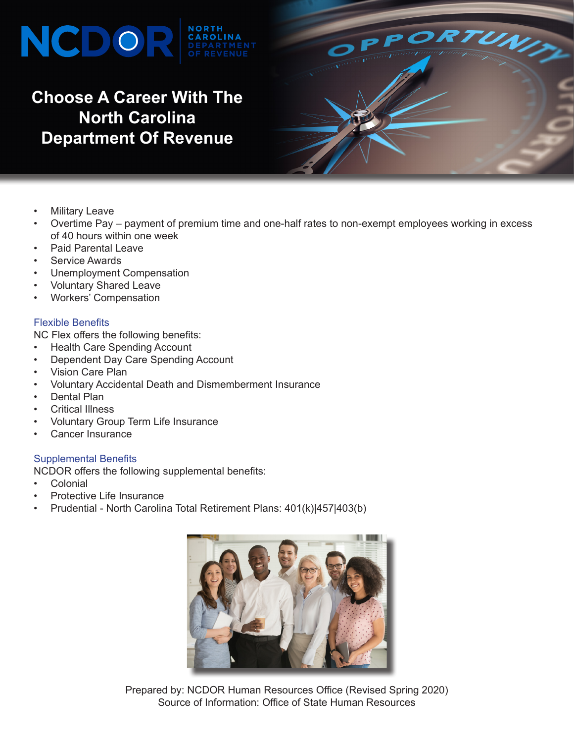# Choose A Career With The North Carolina Department Of Revenue

- Military Leave
- Overtime Pay – payment of premium time and one-half rates to non-exempt employees working in excess of 40 hours within one week
- Paid Parental Leave
- Service Awards
- Unemployment Compensation
- Voluntary Shared Leave
- Workers' Compensation

## Flexible Benefits

NC Flex offers the following benefits:

- Health Care Spending Account
- Dependent Day Care Spending Account
- Vision Care Plan
- Voluntary Accidental Death and Dismemberment Insurance
- Dental Plan
- Critical Illness
- Voluntary Group Term Life Insurance
- Cancer Insurance

## Supplemental Benefits

NCDOR offers the following supplemental benefits:

- Colonial
- Protective Life Insurance
- Prudential - North Carolina Total Retirement Plans: 401(k)|457|403(b)

Prepared by: NCDOR Human Resources Office (Revised Spring 2020)
Source of Information: Office of State Human Resources